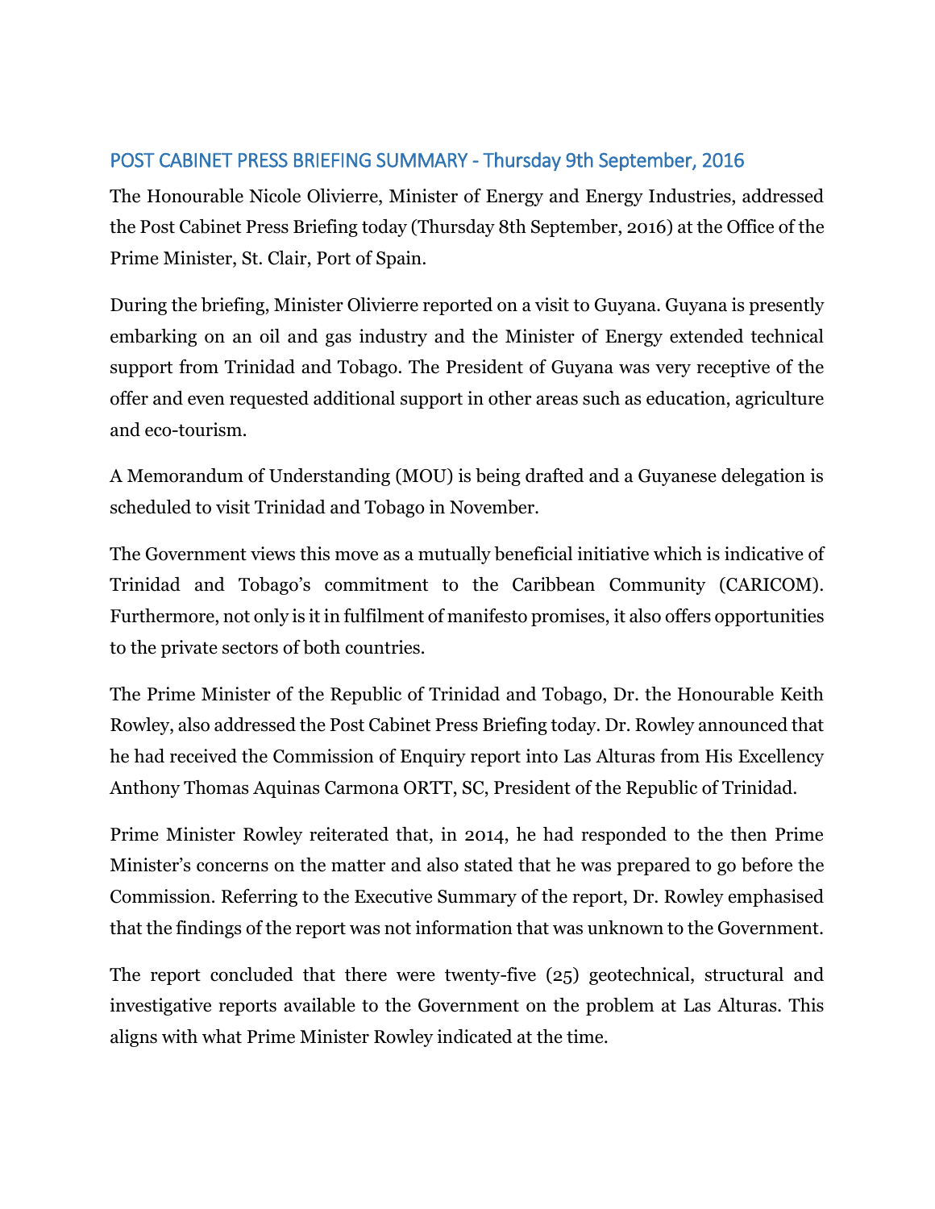## POST CABINET PRESS BRIEFING SUMMARY - Thursday 9th September, 2016

The Honourable Nicole Olivierre, Minister of Energy and Energy Industries, addressed the Post Cabinet Press Briefing today (Thursday 8th September, 2016) at the Office of the Prime Minister, St. Clair, Port of Spain.

During the briefing, Minister Olivierre reported on a visit to Guyana. Guyana is presently embarking on an oil and gas industry and the Minister of Energy extended technical support from Trinidad and Tobago. The President of Guyana was very receptive of the offer and even requested additional support in other areas such as education, agriculture and eco-tourism.

A Memorandum of Understanding (MOU) is being drafted and a Guyanese delegation is scheduled to visit Trinidad and Tobago in November.

The Government views this move as a mutually beneficial initiative which is indicative of Trinidad and Tobago's commitment to the Caribbean Community (CARICOM). Furthermore, not only is it in fulfilment of manifesto promises, it also offers opportunities to the private sectors of both countries.

The Prime Minister of the Republic of Trinidad and Tobago, Dr. the Honourable Keith Rowley, also addressed the Post Cabinet Press Briefing today. Dr. Rowley announced that he had received the Commission of Enquiry report into Las Alturas from His Excellency Anthony Thomas Aquinas Carmona ORTT, SC, President of the Republic of Trinidad.

Prime Minister Rowley reiterated that, in 2014, he had responded to the then Prime Minister's concerns on the matter and also stated that he was prepared to go before the Commission. Referring to the Executive Summary of the report, Dr. Rowley emphasised that the findings of the report was not information that was unknown to the Government.

The report concluded that there were twenty-five (25) geotechnical, structural and investigative reports available to the Government on the problem at Las Alturas. This aligns with what Prime Minister Rowley indicated at the time.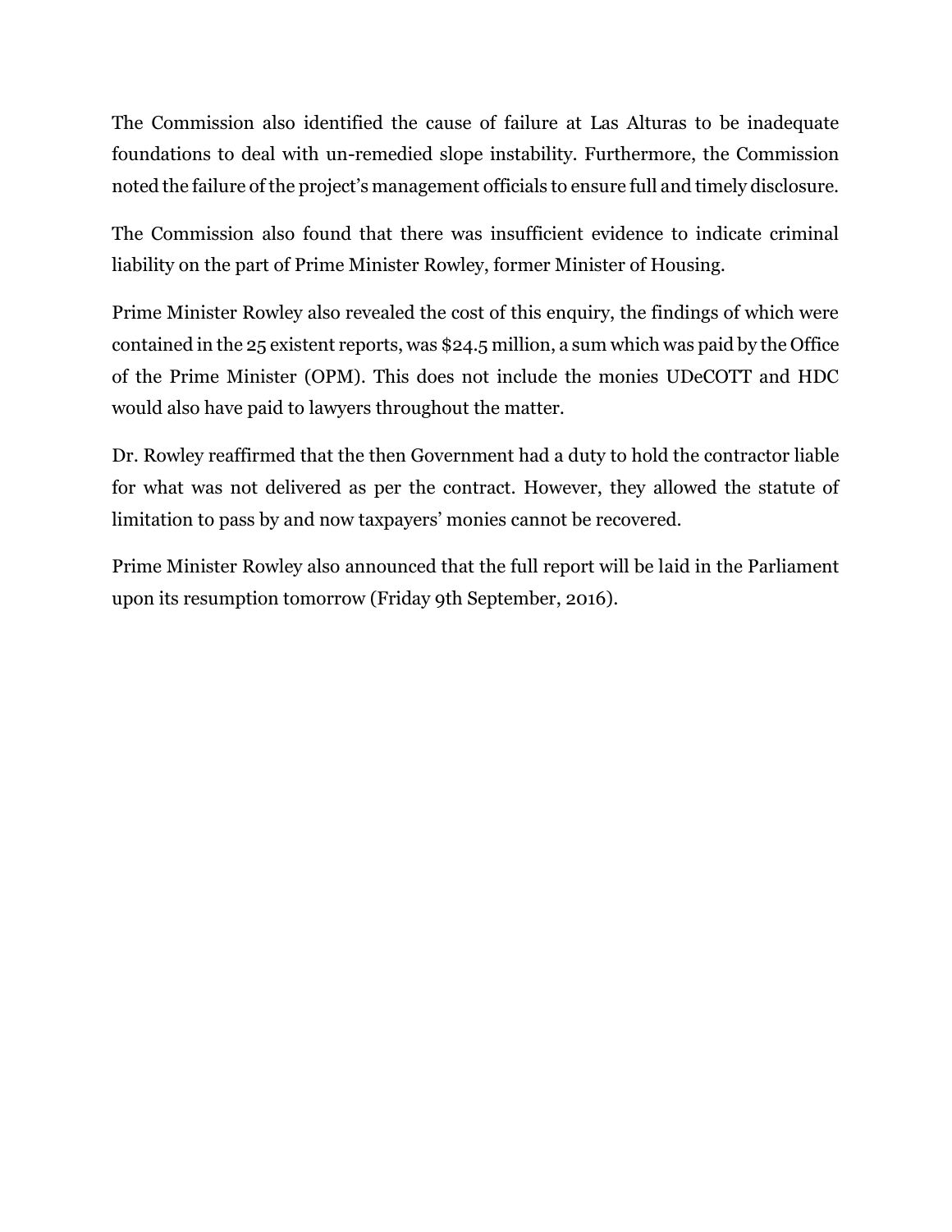The Commission also identified the cause of failure at Las Alturas to be inadequate foundations to deal with un-remedied slope instability. Furthermore, the Commission noted the failure of the project's management officials to ensure full and timely disclosure.

The Commission also found that there was insufficient evidence to indicate criminal liability on the part of Prime Minister Rowley, former Minister of Housing.

Prime Minister Rowley also revealed the cost of this enquiry, the findings of which were contained in the 25 existent reports, was $24.5 million, a sum which was paid by the Office of the Prime Minister (OPM). This does not include the monies UDeCOTT and HDC would also have paid to lawyers throughout the matter.

Dr. Rowley reaffirmed that the then Government had a duty to hold the contractor liable for what was not delivered as per the contract. However, they allowed the statute of limitation to pass by and now taxpayers' monies cannot be recovered.

Prime Minister Rowley also announced that the full report will be laid in the Parliament upon its resumption tomorrow (Friday 9th September, 2016).